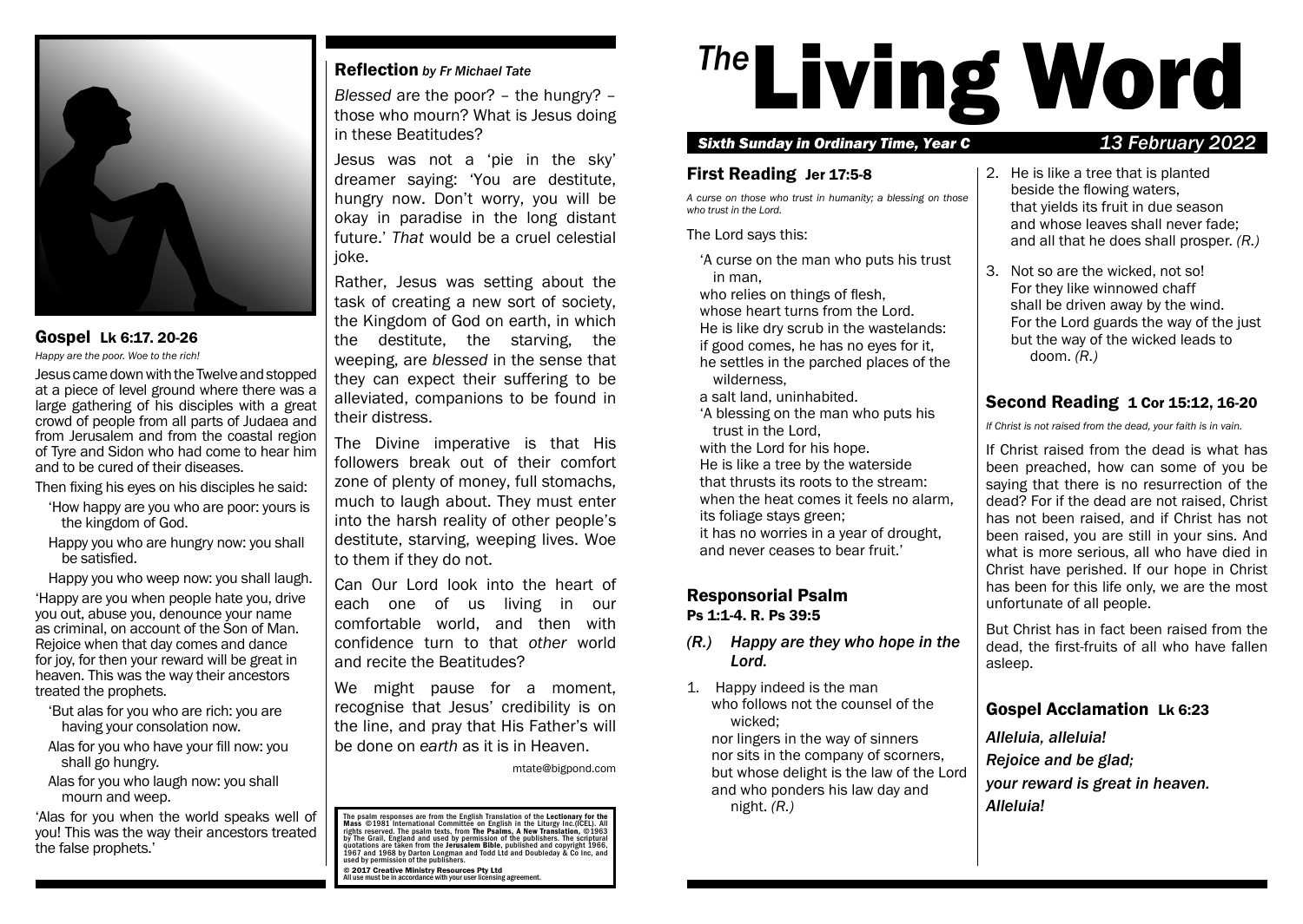# The Living Word

*Sixth Sunday in Ordinary Time, Year C* — *13 February 2022*

## Gospel Lk 6:17. 20-26

*Happy are the poor. Woe to the rich!*

Jesus came down with the Twelve and stopped at a piece of level ground where there was a large gathering of his disciples with a great crowd of people from all parts of Judaea and from Jerusalem and from the coastal region of Tyre and Sidon who had come to hear him and to be cured of their diseases.

Then fixing his eyes on his disciples he said:

'How happy are you who are poor: yours is the kingdom of God.

Happy you who are hungry now: you shall be satisfied.

Happy you who weep now: you shall laugh.

'Happy are you when people hate you, drive you out, abuse you, denounce your name as criminal, on account of the Son of Man. Rejoice when that day comes and dance for joy, for then your reward will be great in heaven. This was the way their ancestors treated the prophets.

'But alas for you who are rich: you are having your consolation now.

Alas for you who have your fill now: you shall go hungry.

Alas for you who laugh now: you shall mourn and weep.

'Alas for you when the world speaks well of you! This was the way their ancestors treated the false prophets.'

## Reflection *by Fr Michael Tate*

*Blessed* are the poor? – the hungry? – those who mourn? What is Jesus doing in these Beatitudes?

Jesus was not a 'pie in the sky' dreamer saying: 'You are destitute, hungry now. Don't worry, you will be okay in paradise in the long distant future.' *That* would be a cruel celestial joke.

Rather, Jesus was setting about the task of creating a new sort of society, the Kingdom of God on earth, in which the destitute, the starving, the weeping, are *blessed* in the sense that they can expect their suffering to be alleviated, companions to be found in their distress.

The Divine imperative is that His followers break out of their comfort zone of plenty of money, full stomachs, much to laugh about. They must enter into the harsh reality of other people's destitute, starving, weeping lives. Woe to them if they do not.

Can Our Lord look into the heart of each one of us living in our comfortable world, and then with confidence turn to that *other* world and recite the Beatitudes?

We might pause for a moment, recognise that Jesus' credibility is on the line, and pray that His Father's will be done on *earth* as it is in Heaven.

mtate@bigpond.com

The psalm responses are from the English Translation of the **Lectionary for the Mass** ©1981 International Committee on English in the Liturgy Inc.(ICEL). All rights reserved. The psalm texts, from **The Psalms, A New Translation**, ©1963 by The Grail, England and used by permission of the publishers. The scriptural quotations are taken from the **Jerusalem Bible**, published and copyright 1966, 1967 and 1968 by Darton Longman and Todd Ltd and Doubleday & Co Inc, and used by permission of the publishers.

**© 2017 Creative Ministry Resources Pty Ltd**
All use must be in accordance with your user licensing agreement.

## First Reading Jer 17:5-8

*A curse on those who trust in humanity; a blessing on those who trust in the Lord.*

The Lord says this:

'A curse on the man who puts his trust in man,
who relies on things of flesh,
whose heart turns from the Lord.
He is like dry scrub in the wastelands:
if good comes, he has no eyes for it,
he settles in the parched places of the wilderness,
a salt land, uninhabited.
'A blessing on the man who puts his trust in the Lord,
with the Lord for his hope.
He is like a tree by the waterside
that thrusts its roots to the stream:
when the heat comes it feels no alarm,
its foliage stays green;
it has no worries in a year of drought,
and never ceases to bear fruit.'

## Responsorial Psalm
**Ps 1:1-4. R. Ps 39:5**

*(R.) Happy are they who hope in the Lord.*

1. Happy indeed is the man
who follows not the counsel of the wicked;
nor lingers in the way of sinners
nor sits in the company of scorners,
but whose delight is the law of the Lord
and who ponders his law day and night. *(R.)*

2. He is like a tree that is planted
beside the flowing waters,
that yields its fruit in due season
and whose leaves shall never fade;
and all that he does shall prosper. *(R.)*

3. Not so are the wicked, not so!
For they like winnowed chaff
shall be driven away by the wind.
For the Lord guards the way of the just
but the way of the wicked leads to doom. *(R.)*

## Second Reading 1 Cor 15:12, 16-20

*If Christ is not raised from the dead, your faith is in vain.*

If Christ raised from the dead is what has been preached, how can some of you be saying that there is no resurrection of the dead? For if the dead are not raised, Christ has not been raised, and if Christ has not been raised, you are still in your sins. And what is more serious, all who have died in Christ have perished. If our hope in Christ has been for this life only, we are the most unfortunate of all people.

But Christ has in fact been raised from the dead, the first-fruits of all who have fallen asleep.

## Gospel Acclamation Lk 6:23

*Alleluia, alleluia!*
*Rejoice and be glad;*
*your reward is great in heaven.*
*Alleluia!*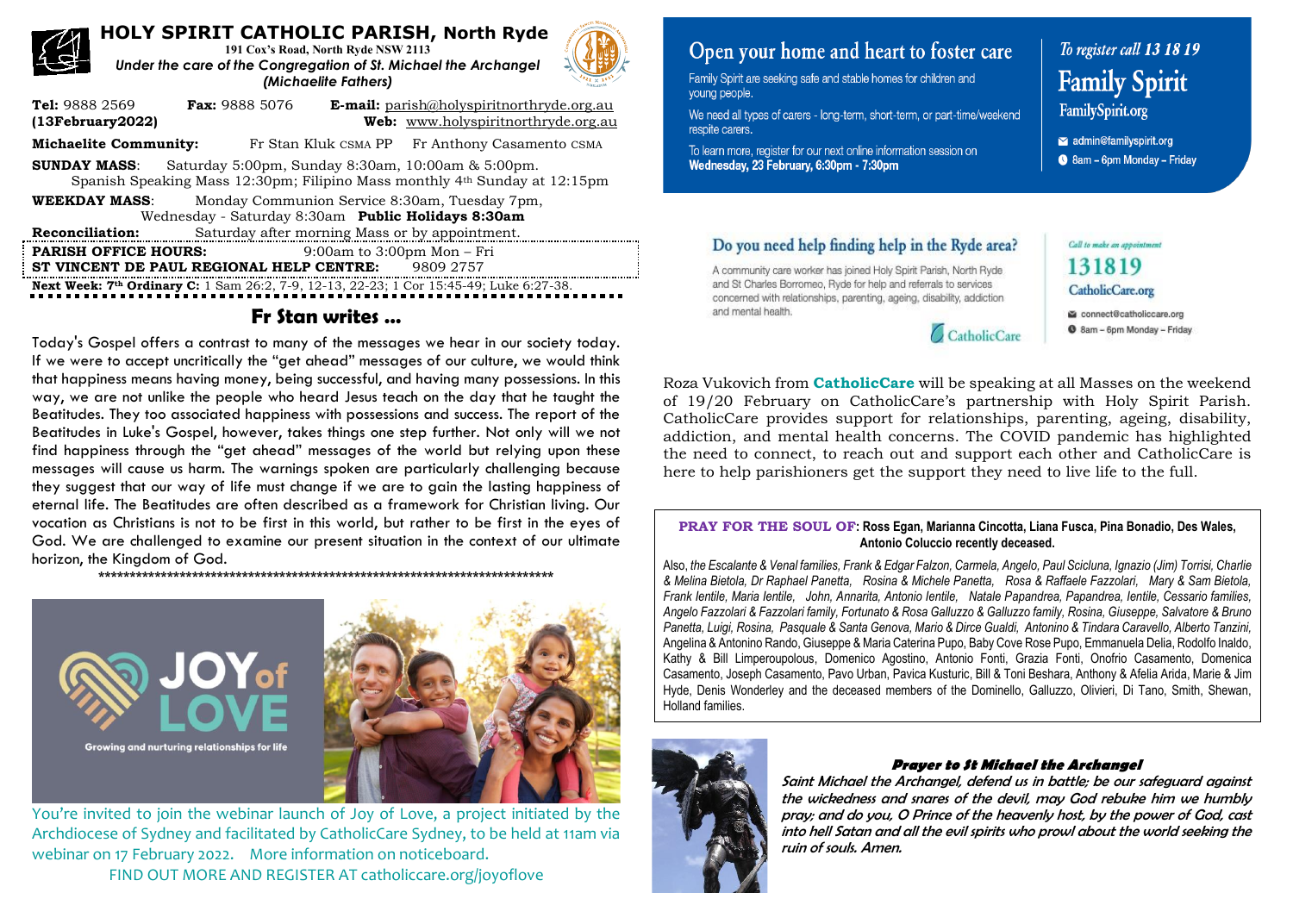# HOLY SPIRIT CATHOLIC PARISH, North Ryde

**191 Cox's Road, North Ryde NSW 2113**

*Under the care of the Congregation of St. Michael the Archangel (Michaelite Fathers)*

**Tel:** 9888 2569 **Fax:** 9888 5076 **E-mail:** parish@holyspiritnorthryde.org.au

**(13February2022)** **Web:** www.holyspiritnorthryde.org.au

**Michaelite Community:** Fr Stan Kluk CSMA PP Fr Anthony Casamento CSMA

**SUNDAY MASS**: Saturday 5:00pm, Sunday 8:30am, 10:00am & 5:00pm. Spanish Speaking Mass 12:30pm; Filipino Mass monthly 4th Sunday at 12:15pm

**WEEKDAY MASS**: Monday Communion Service 8:30am, Tuesday 7pm, Wednesday - Saturday 8:30am **Public Holidays 8:30am**

**Reconciliation:** Saturday after morning Mass or by appointment.

**PARISH OFFICE HOURS:** 9:00am to 3:00pm Mon – Fri

**ST VINCENT DE PAUL REGIONAL HELP CENTRE:** 9809 2757

**Next Week: 7th Ordinary C:** 1 Sam 26:2, 7-9, 12-13, 22-23; 1 Cor 15:45-49; Luke 6:27-38.

## Fr Stan writes ...

Today's Gospel offers a contrast to many of the messages we hear in our society today. If we were to accept uncritically the "get ahead" messages of our culture, we would think that happiness means having money, being successful, and having many possessions. In this way, we are not unlike the people who heard Jesus teach on the day that he taught the Beatitudes. They too associated happiness with possessions and success. The report of the Beatitudes in Luke's Gospel, however, takes things one step further. Not only will we not find happiness through the "get ahead" messages of the world but relying upon these messages will cause us harm. The warnings spoken are particularly challenging because they suggest that our way of life must change if we are to gain the lasting happiness of eternal life. The Beatitudes are often described as a framework for Christian living. Our vocation as Christians is not to be first in this world, but rather to be first in the eyes of God. We are challenged to examine our present situation in the context of our ultimate horizon, the Kingdom of God.

*************************************************************************

JOY of LOVE

Growing and nurturing relationships for life

You're invited to join the webinar launch of Joy of Love, a project initiated by the Archdiocese of Sydney and facilitated by CatholicCare Sydney, to be held at 11am via webinar on 17 February 2022. More information on noticeboard.

FIND OUT MORE AND REGISTER AT catholiccare.org/joyoflove

## Open your home and heart to foster care

Family Spirit are seeking safe and stable homes for children and young people.

We need all types of carers - long-term, short-term, or part-time/weekend respite carers.

To learn more, register for our next online information session on **Wednesday, 23 February, 6:30pm - 7:30pm**

*To register call 13 18 19*

**Family Spirit**

FamilySpirit.org

admin@familyspirit.org

8am – 6pm Monday – Friday

## Do you need help finding help in the Ryde area?

A community care worker has joined Holy Spirit Parish, North Ryde and St Charles Borromeo, Ryde for help and referrals to services concerned with relationships, parenting, ageing, disability, addiction and mental health.

CatholicCare

*Call to make an appointment*

**131819**

CatholicCare.org

connect@catholiccare.org

8am – 6pm Monday – Friday

Roza Vukovich from **CatholicCare** will be speaking at all Masses on the weekend of 19/20 February on CatholicCare's partnership with Holy Spirit Parish. CatholicCare provides support for relationships, parenting, ageing, disability, addiction, and mental health concerns. The COVID pandemic has highlighted the need to connect, to reach out and support each other and CatholicCare is here to help parishioners get the support they need to live life to the full.

**PRAY FOR THE SOUL OF: Ross Egan, Marianna Cincotta, Liana Fusca, Pina Bonadio, Des Wales, Antonio Coluccio recently deceased.**

Also, *the Escalante & Venal families, Frank & Edgar Falzon, Carmela, Angelo, Paul Scicluna, Ignazio (Jim) Torrisi, Charlie & Melina Bietola, Dr Raphael Panetta, Rosina & Michele Panetta, Rosa & Raffaele Fazzolari, Mary & Sam Bietola, Frank Ientile, Maria Ientile, John, Annarita, Antonio Ientile, Natale Papandrea, Papandrea, Ientile, Cessario families, Angelo Fazzolari & Fazzolari family, Fortunato & Rosa Galluzzo & Galluzzo family, Rosina, Giuseppe, Salvatore & Bruno Panetta, Luigi, Rosina, Pasquale & Santa Genova, Mario & Dirce Gualdi, Antonino & Tindara Caravello, Alberto Tanzini,* Angelina & Antonino Rando, Giuseppe & Maria Caterina Pupo, Baby Cove Rose Pupo, Emmanuela Delia, Rodolfo Inaldo, Kathy & Bill Limperoupolous, Domenico Agostino, Antonio Fonti, Grazia Fonti, Onofrio Casamento, Domenica Casamento, Joseph Casamento, Pavo Urban, Pavica Kusturic, Bill & Toni Beshara, Anthony & Afelia Arida, Marie & Jim Hyde, Denis Wonderley and the deceased members of the Dominello, Galluzzo, Olivieri, Di Tano, Smith, Shewan, Holland families.

***Prayer to St Michael the Archangel***

*Saint Michael the Archangel, defend us in battle; be our safeguard against the wickedness and snares of the devil, may God rebuke him we humbly pray; and do you, O Prince of the heavenly host, by the power of God, cast into hell Satan and all the evil spirits who prowl about the world seeking the ruin of souls. Amen.*